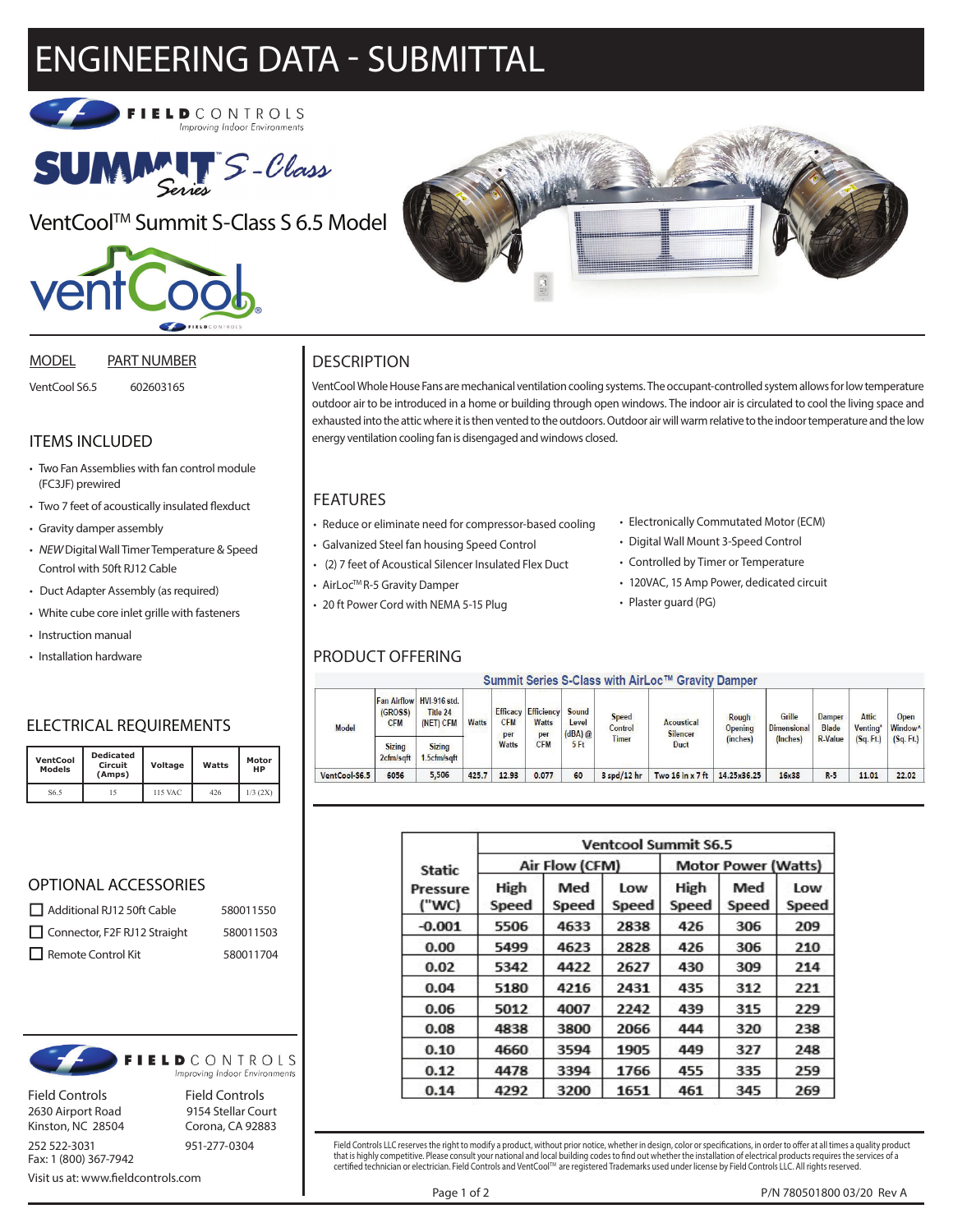# ENGINEERING DATA - SUBMITTAL

FIELD CONTROLS
Improving Indoor Environments

SUMMIT Series S-Class

VentCool™ Summit S-Class S 6.5 Model

| MODEL | PART NUMBER |
|---|---|
| VentCool S6.5 | 602603165 |

## ITEMS INCLUDED

- Two Fan Assemblies with fan control module (FC3JF) prewired
- Two 7 feet of acoustically insulated flexduct
- Gravity damper assembly
- *NEW* Digital Wall Timer Temperature & Speed Control with 50ft RJ12 Cable
- Duct Adapter Assembly (as required)
- White cube core inlet grille with fasteners
- Instruction manual
- Installation hardware

## ELECTRICAL REQUIREMENTS

| VentCool Models | Dedicated Circuit (Amps) | Voltage | Watts | Motor HP |
|---|---|---|---|---|
| S6.5 | 15 | 115 VAC | 426 | 1/3 (2X) |

## OPTIONAL ACCESSORIES

| | |
|---|---|
| ☐ Additional RJ12 50ft Cable | 580011550 |
| ☐ Connector, F2F RJ12 Straight | 580011503 |
| ☐ Remote Control Kit | 580011704 |

FIELD CONTROLS
Improving Indoor Environments

Field Controls
2630 Airport Road
Kinston, NC 28504
252 522-3031
Fax: 1 (800) 367-7942

Field Controls
9154 Stellar Court
Corona, CA 92883
951-277-0304

Visit us at: www.fieldcontrols.com

## DESCRIPTION

VentCool Whole House Fans are mechanical ventilation cooling systems. The occupant-controlled system allows for low temperature outdoor air to be introduced in a home or building through open windows. The indoor air is circulated to cool the living space and exhausted into the attic where it is then vented to the outdoors. Outdoor air will warm relative to the indoor temperature and the low energy ventilation cooling fan is disengaged and windows closed.

## FEATURES

- Reduce or eliminate need for compressor-based cooling
- Galvanized Steel fan housing Speed Control
- (2) 7 feet of Acoustical Silencer Insulated Flex Duct
- AirLoc™ R-5 Gravity Damper
- 20 ft Power Cord with NEMA 5-15 Plug
- Electronically Commutated Motor (ECM)
- Digital Wall Mount 3-Speed Control
- Controlled by Timer or Temperature
- 120VAC, 15 Amp Power, dedicated circuit
- Plaster guard (PG)

## PRODUCT OFFERING

**Summit Series S-Class with AirLoc™ Gravity Damper**

| Model | Fan Airflow (GROSS) CFM | HVI-916 std. Title 24 (NET) CFM | Watts | Efficacy CFM per Watts | Efficiency Watts per CFM | Sound Level (dBA) @ 5 Ft | Speed Control Timer | Acoustical Silencer Duct | Rough Opening (inches) | Grille Dimensional (Inches) | Damper Blade R-Value | Attic Venting* (Sq. Ft.) | Open Window^ (Sq. Ft.) |
|---|---|---|---|---|---|---|---|---|---|---|---|---|---|
| | Sizing 2cfm/sqft | Sizing 1.5cfm/sqft | | | | | | | | | | | |
| VentCool-S6.5 | 6056 | 5,506 | 425.7 | 12.93 | 0.077 | 60 | 3 spd/12 hr | Two 16 in x 7 ft | 14.25x36.25 | 16x38 | R-5 | 11.01 | 22.02 |

| Static Pressure ("WC) | Ventcool Summit S6.5 | | | | | |
|---|---|---|---|---|---|---|
| | Air Flow (CFM) | | | Motor Power (Watts) | | |
| | High Speed | Med Speed | Low Speed | High Speed | Med Speed | Low Speed |
| -0.001 | 5506 | 4633 | 2838 | 426 | 306 | 209 |
| 0.00 | 5499 | 4623 | 2828 | 426 | 306 | 210 |
| 0.02 | 5342 | 4422 | 2627 | 430 | 309 | 214 |
| 0.04 | 5180 | 4216 | 2431 | 435 | 312 | 221 |
| 0.06 | 5012 | 4007 | 2242 | 439 | 315 | 229 |
| 0.08 | 4838 | 3800 | 2066 | 444 | 320 | 238 |
| 0.10 | 4660 | 3594 | 1905 | 449 | 327 | 248 |
| 0.12 | 4478 | 3394 | 1766 | 455 | 335 | 259 |
| 0.14 | 4292 | 3200 | 1651 | 461 | 345 | 269 |

Field Controls LLC reserves the right to modify a product, without prior notice, whether in design, color or specifications, in order to offer at all times a quality product that is highly competitive. Please consult your national and local building codes to find out whether the installation of electrical products requires the services of a certified technician or electrician. Field Controls and VentCool™ are registered Trademarks used under license by Field Controls LLC. All rights reserved.

P/N 780501800 03/20 Rev A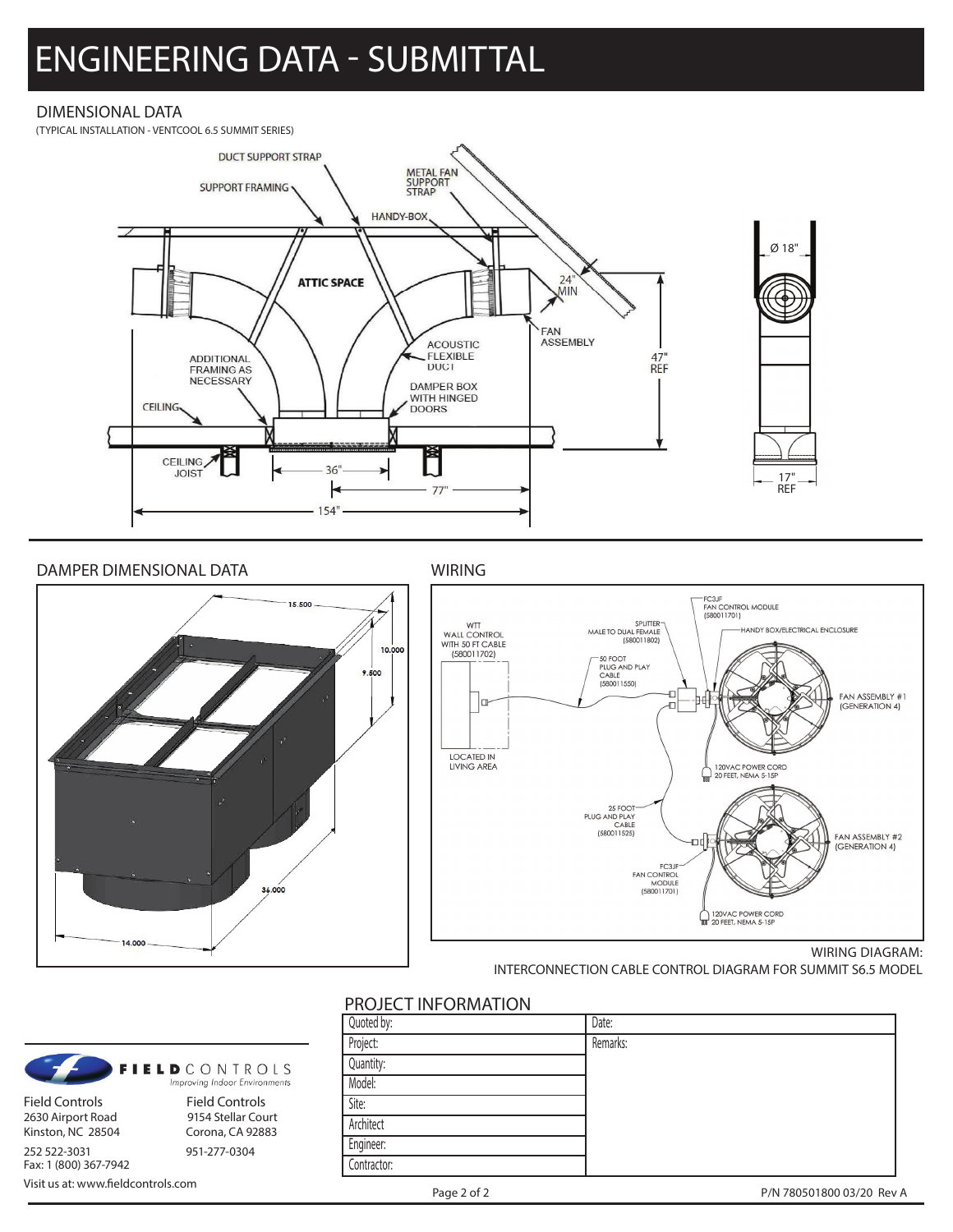# ENGINEERING DATA - SUBMITTAL

## DIMENSIONAL DATA

(TYPICAL INSTALLATION - VENTCOOL 6.5 SUMMIT SERIES)

DUCT SUPPORT STRAP
SUPPORT FRAMING
METAL FAN SUPPORT STRAP
HANDY-BOX
ATTIC SPACE
24" MIN
FAN ASSEMBLY
ACOUSTIC FLEXIBLE DUCT
ADDITIONAL FRAMING AS NECESSARY
DAMPER BOX WITH HINGED DOORS
CEILING
CEILING JOIST
36"
77"
154"
47" REF
Ø 18"
17" REF

## DAMPER DIMENSIONAL DATA

15.500
10.000
9.500
36.000
14.000

## WIRING

WTT WALL CONTROL WITH 50 FT CABLE (580011702)
LOCATED IN LIVING AREA
SPLITTER MALE TO DUAL FEMALE (580011802)
50 FOOT PLUG AND PLAY CABLE (580011550)
FC3JF FAN CONTROL MODULE (580011701)
HANDY BOX/ELECTRICAL ENCLOSURE
FAN ASSEMBLY #1 (GENERATION 4)
120VAC POWER CORD 20 FEET, NEMA 5-15P
25 FOOT PLUG AND PLAY CABLE (580011525)
FC3JF FAN CONTROL MODULE (580011701)
FAN ASSEMBLY #2 (GENERATION 4)
120VAC POWER CORD 20 FEET, NEMA 5-15P

WIRING DIAGRAM:
INTERCONNECTION CABLE CONTROL DIAGRAM FOR SUMMIT S6.5 MODEL

## PROJECT INFORMATION

| | |
|---|---|
| Quoted by: | Date: |
| Project: | Remarks: |
| Quantity: | |
| Model: | |
| Site: | |
| Architect | |
| Engineer: | |
| Contractor: | |

FIELD CONTROLS
*Improving Indoor Environments*

Field Controls
2630 Airport Road
Kinston, NC 28504
252 522-3031
Fax: 1 (800) 367-7942

Field Controls
9154 Stellar Court
Corona, CA 92883
951-277-0304

Visit us at: www.fieldcontrols.com

P/N 780501800 03/20 Rev A